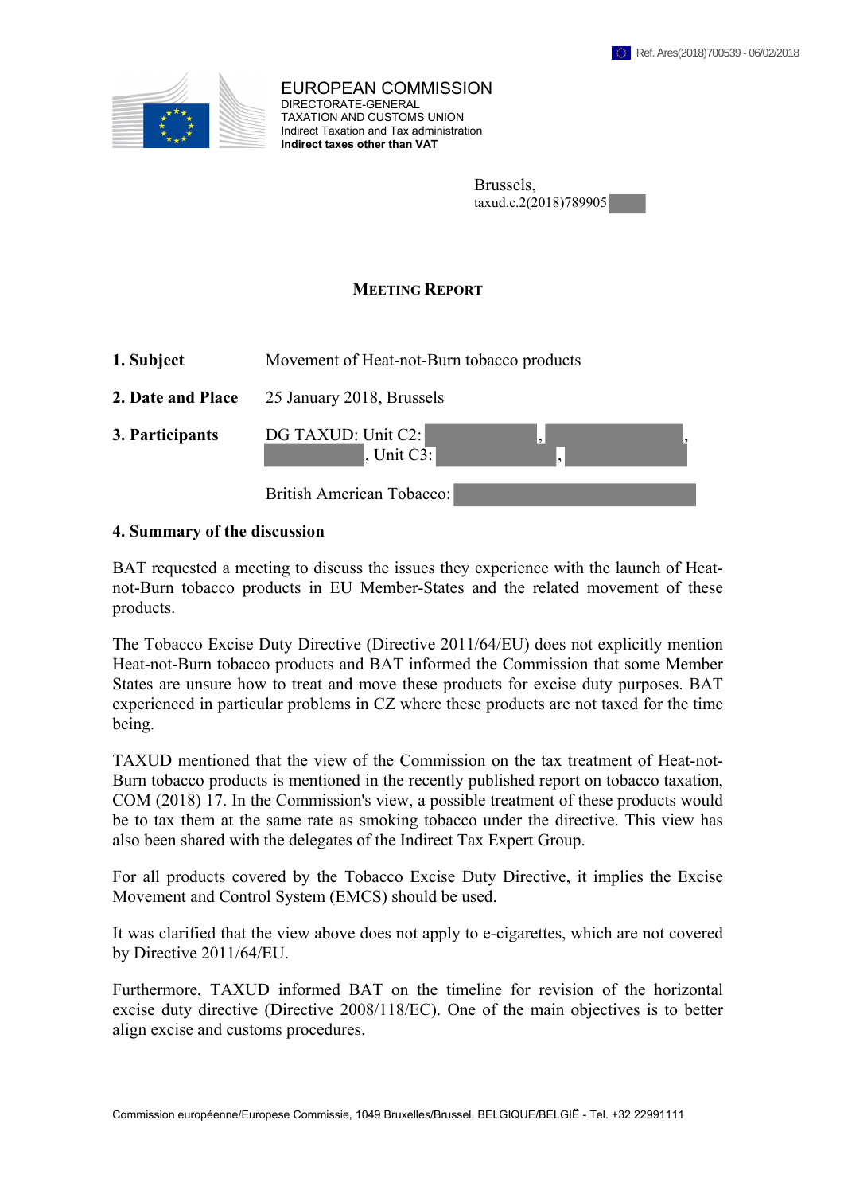Ref. Ares(2018)700539 - 06/02/2018

EUROPEAN COMMISSION
DIRECTORATE-GENERAL
TAXATION AND CUSTOMS UNION
Indirect Taxation and Tax administration
**Indirect taxes other than VAT**

Brussels,
taxud.c.2(2018)789905

# MEETING REPORT

| | |
|---|---|
| **1. Subject** | Movement of Heat-not-Burn tobacco products |
| **2. Date and Place** | 25 January 2018, Brussels |
| **3. Participants** | DG TAXUD: Unit C2: , , , Unit C3: , |
| | British American Tobacco: |

**4. Summary of the discussion**

BAT requested a meeting to discuss the issues they experience with the launch of Heat-not-Burn tobacco products in EU Member-States and the related movement of these products.

The Tobacco Excise Duty Directive (Directive 2011/64/EU) does not explicitly mention Heat-not-Burn tobacco products and BAT informed the Commission that some Member States are unsure how to treat and move these products for excise duty purposes. BAT experienced in particular problems in CZ where these products are not taxed for the time being.

TAXUD mentioned that the view of the Commission on the tax treatment of Heat-not-Burn tobacco products is mentioned in the recently published report on tobacco taxation, COM (2018) 17. In the Commission's view, a possible treatment of these products would be to tax them at the same rate as smoking tobacco under the directive. This view has also been shared with the delegates of the Indirect Tax Expert Group.

For all products covered by the Tobacco Excise Duty Directive, it implies the Excise Movement and Control System (EMCS) should be used.

It was clarified that the view above does not apply to e-cigarettes, which are not covered by Directive 2011/64/EU.

Furthermore, TAXUD informed BAT on the timeline for revision of the horizontal excise duty directive (Directive 2008/118/EC). One of the main objectives is to better align excise and customs procedures.

Commission européenne/Europese Commissie, 1049 Bruxelles/Brussel, BELGIQUE/BELGIË - Tel. +32 22991111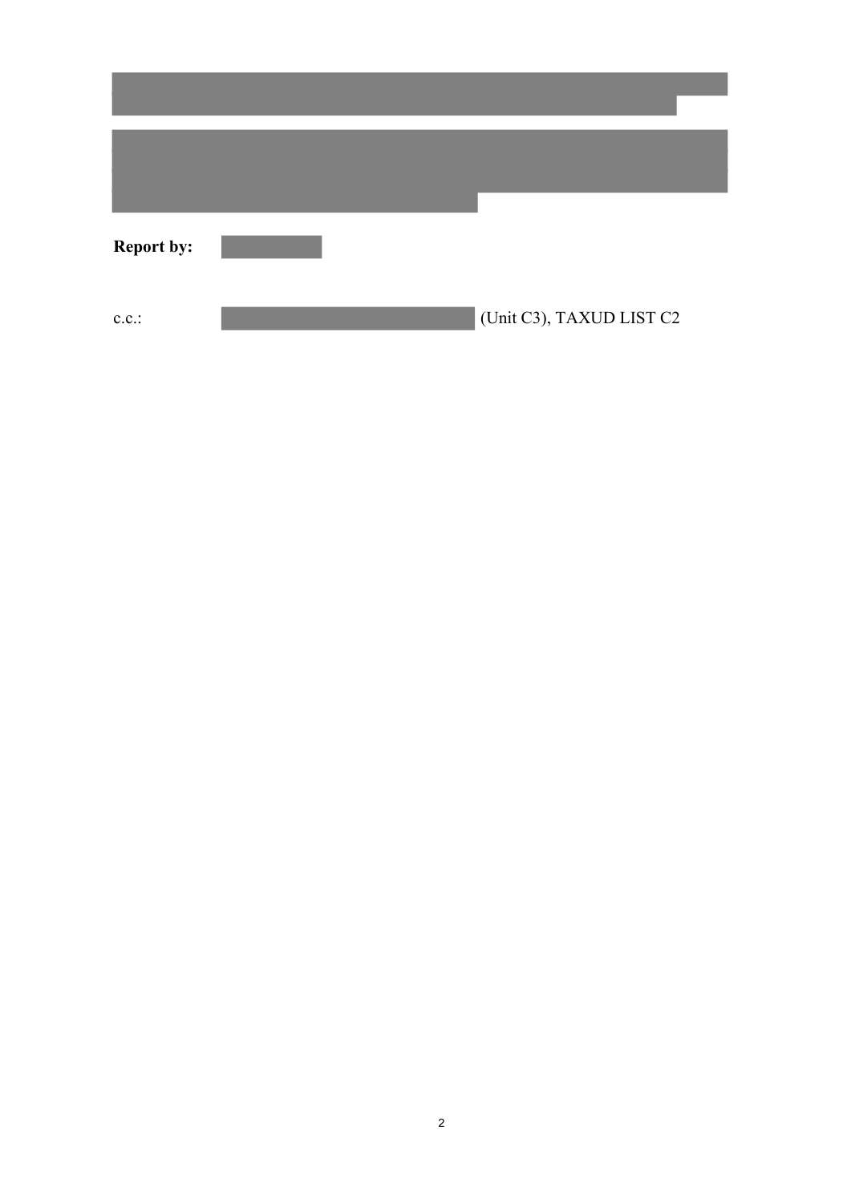**Report by:**

c.c.: (Unit C3), TAXUD LIST C2